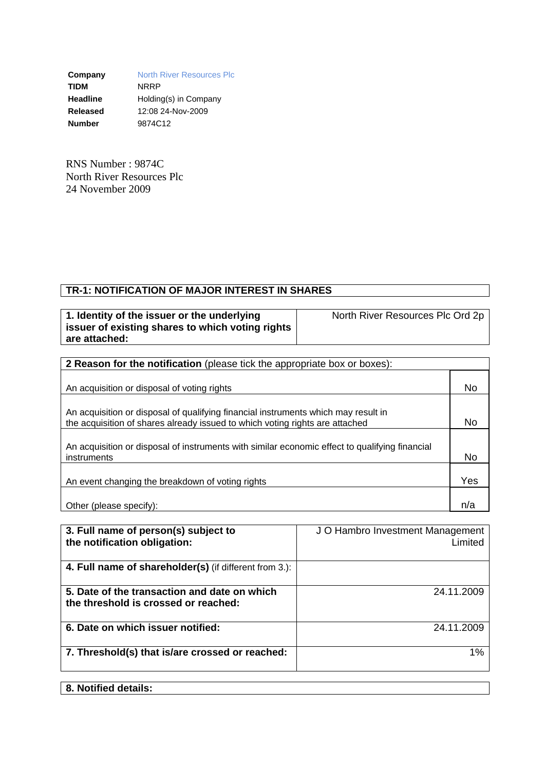| | |
|---|---|
| **Company** | North River Resources Plc |
| **TIDM** | NRRP |
| **Headline** | Holding(s) in Company |
| **Released** | 12:08 24-Nov-2009 |
| **Number** | 9874C12 |

RNS Number : 9874C
North River Resources Plc
24 November 2009

**TR-1: NOTIFICATION OF MAJOR INTEREST IN SHARES**

| | |
|---|---|
| **1. Identity of the issuer or the underlying issuer of existing shares to which voting rights are attached:** | North River Resources Plc Ord 2p |

| **2 Reason for the notification** (please tick the appropriate box or boxes): | |
|---|---|
| An acquisition or disposal of voting rights | No |
| An acquisition or disposal of qualifying financial instruments which may result in the acquisition of shares already issued to which voting rights are attached | No |
| An acquisition or disposal of instruments with similar economic effect to qualifying financial instruments | No |
| An event changing the breakdown of voting rights | Yes |
| Other (please specify): | n/a |

| | |
|---|---|
| **3. Full name of person(s) subject to the notification obligation:** | J O Hambro Investment Management Limited |
| **4. Full name of shareholder(s)** (if different from 3.): | |
| **5. Date of the transaction and date on which the threshold is crossed or reached:** | 24.11.2009 |
| **6. Date on which issuer notified:** | 24.11.2009 |
| **7. Threshold(s) that is/are crossed or reached:** | 1% |

**8. Notified details:**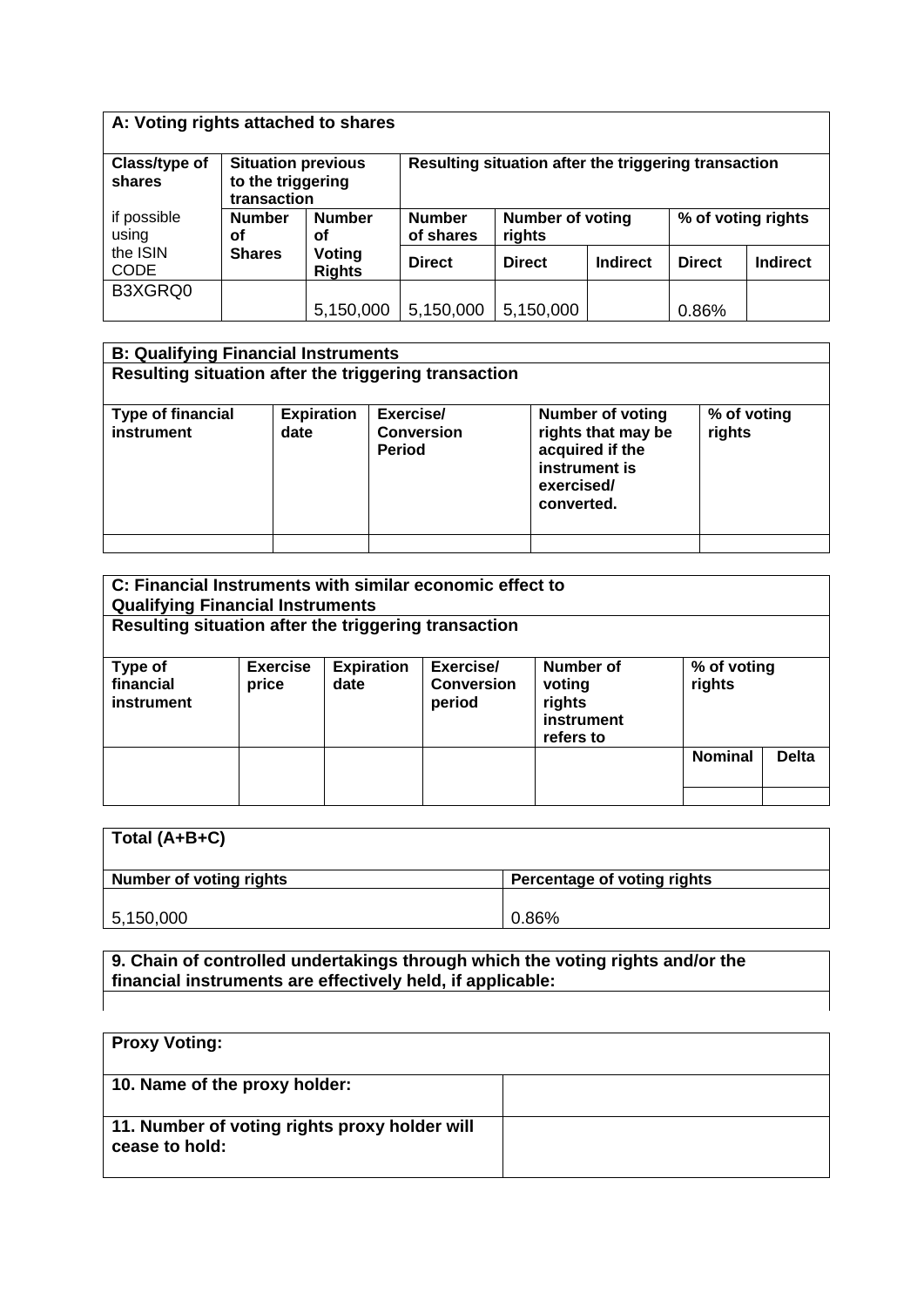| A: Voting rights attached to shares | | | | | | | |
|---|---|---|---|---|---|---|---|
| **Class/type of shares** | **Situation previous to the triggering transaction** | | **Resulting situation after the triggering transaction** | | | | |
| if possible using the ISIN CODE | **Number of Shares** | **Number of Voting Rights** | **Number of shares** | **Number of voting rights** | | **% of voting rights** | |
| | | | **Direct** | **Direct** | **Indirect** | **Direct** | **Indirect** |
| B3XGRQ0 | | 5,150,000 | 5,150,000 | 5,150,000 | | 0.86% | |

| B: Qualifying Financial Instruments | | | | |
|---|---|---|---|---|
| **Resulting situation after the triggering transaction** | | | | |
| **Type of financial instrument** | **Expiration date** | **Exercise/ Conversion Period** | **Number of voting rights that may be acquired if the instrument is exercised/ converted.** | **% of voting rights** |
| | | | | |

| C: Financial Instruments with similar economic effect to Qualifying Financial Instruments | | | | | | |
|---|---|---|---|---|---|---|
| **Resulting situation after the triggering transaction** | | | | | | |
| **Type of financial instrument** | **Exercise price** | **Expiration date** | **Exercise/ Conversion period** | **Number of voting rights instrument refers to** | **% of voting rights** | |
| | | | | | **Nominal** | **Delta** |
| | | | | | | |

| Total (A+B+C) | |
|---|---|
| **Number of voting rights** | **Percentage of voting rights** |
| 5,150,000 | 0.86% |

| 9. Chain of controlled undertakings through which the voting rights and/or the financial instruments are effectively held, if applicable: |
|---|
| |

| Proxy Voting: | |
|---|---|
| **10. Name of the proxy holder:** | |
| **11. Number of voting rights proxy holder will cease to hold:** | |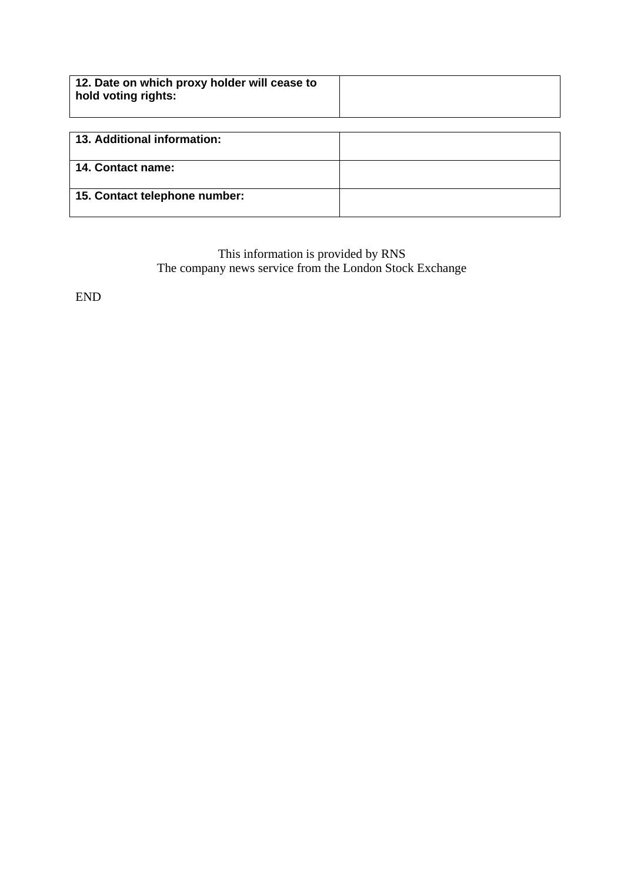| | |
|---|---|
| **12. Date on which proxy holder will cease to hold voting rights:** | |

| | |
|---|---|
| **13. Additional information:** | |
| **14. Contact name:** | |
| **15. Contact telephone number:** | |

This information is provided by RNS
The company news service from the London Stock Exchange

END